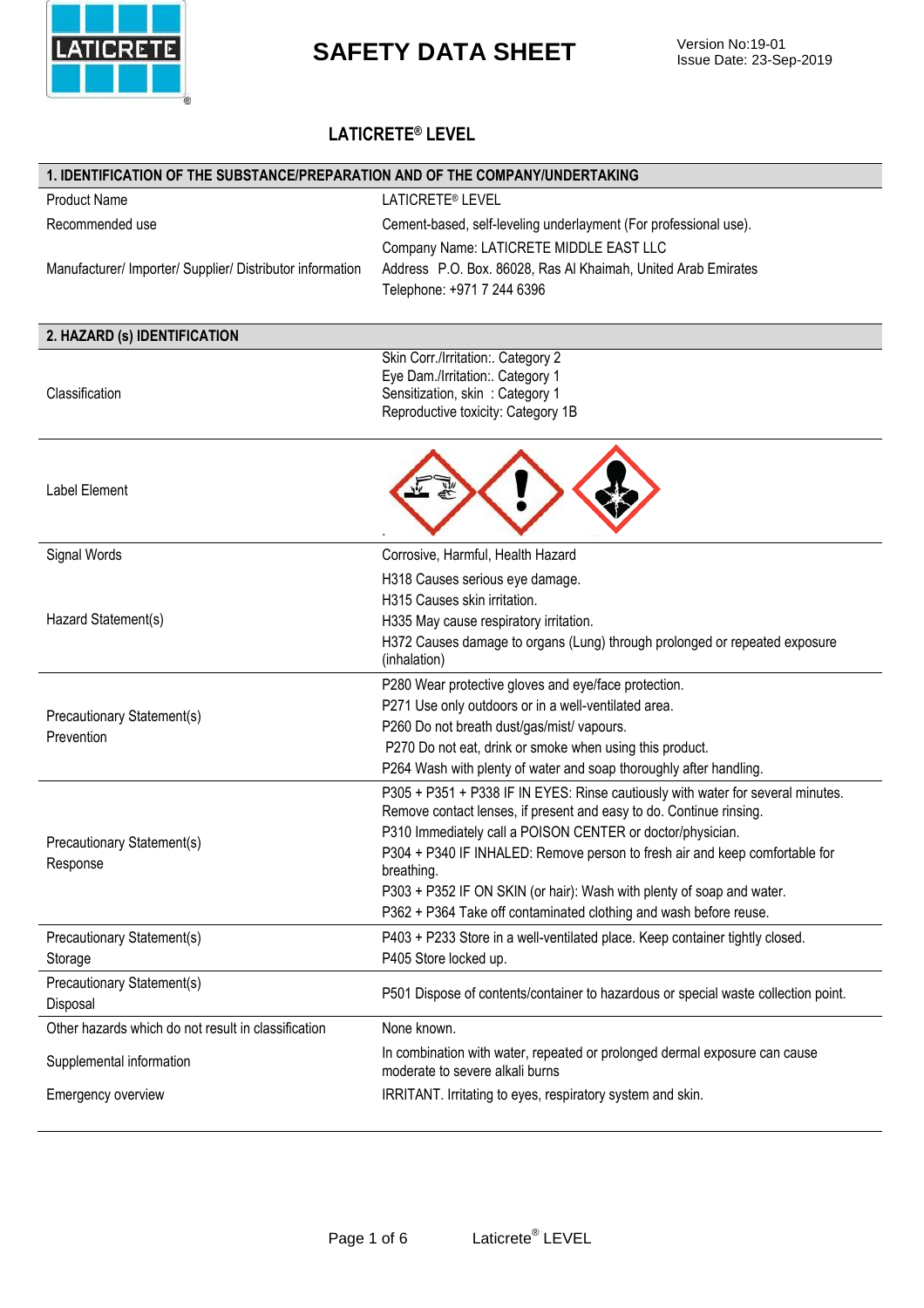# SAFETY DATA SHEET

Version No:19-01
Issue Date: 23-Sep-2019

## LATICRETE® LEVEL

## 1. IDENTIFICATION OF THE SUBSTANCE/PREPARATION AND OF THE COMPANY/UNDERTAKING

| | |
|---|---|
| Product Name | LATICRETE® LEVEL |
| Recommended use | Cement-based, self-leveling underlayment (For professional use). |
| Manufacturer/ Importer/ Supplier/ Distributor information | Company Name: LATICRETE MIDDLE EAST LLC<br>Address P.O. Box. 86028, Ras Al Khaimah, United Arab Emirates<br>Telephone: +971 7 244 6396 |

## 2. HAZARD (s) IDENTIFICATION

| | |
|---|---|
| Classification | Skin Corr./Irritation:. Category 2<br>Eye Dam./Irritation:. Category 1<br>Sensitization, skin : Category 1<br>Reproductive toxicity: Category 1B |
| Label Element | |
| Signal Words | Corrosive, Harmful, Health Hazard |
| Hazard Statement(s) | H318 Causes serious eye damage.<br>H315 Causes skin irritation.<br>H335 May cause respiratory irritation.<br>H372 Causes damage to organs (Lung) through prolonged or repeated exposure (inhalation) |
| Precautionary Statement(s) Prevention | P280 Wear protective gloves and eye/face protection.<br>P271 Use only outdoors or in a well-ventilated area.<br>P260 Do not breath dust/gas/mist/ vapours.<br>P270 Do not eat, drink or smoke when using this product.<br>P264 Wash with plenty of water and soap thoroughly after handling. |
| Precautionary Statement(s) Response | P305 + P351 + P338 IF IN EYES: Rinse cautiously with water for several minutes. Remove contact lenses, if present and easy to do. Continue rinsing.<br>P310 Immediately call a POISON CENTER or doctor/physician.<br>P304 + P340 IF INHALED: Remove person to fresh air and keep comfortable for breathing.<br>P303 + P352 IF ON SKIN (or hair): Wash with plenty of soap and water.<br>P362 + P364 Take off contaminated clothing and wash before reuse. |
| Precautionary Statement(s) Storage | P403 + P233 Store in a well-ventilated place. Keep container tightly closed.<br>P405 Store locked up. |
| Precautionary Statement(s) Disposal | P501 Dispose of contents/container to hazardous or special waste collection point. |
| Other hazards which do not result in classification | None known. |
| Supplemental information | In combination with water, repeated or prolonged dermal exposure can cause moderate to severe alkali burns |
| Emergency overview | IRRITANT. Irritating to eyes, respiratory system and skin. |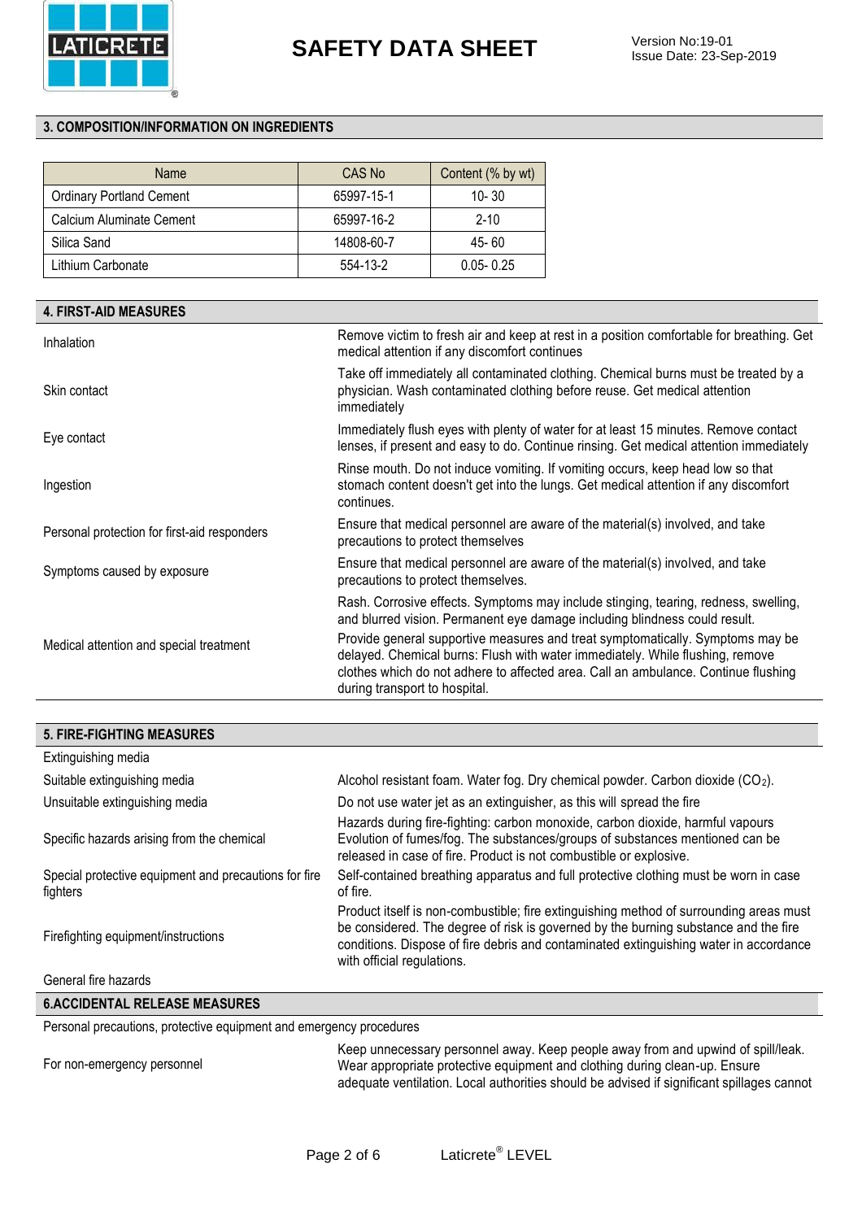## 3. COMPOSITION/INFORMATION ON INGREDIENTS

| Name | CAS No | Content (% by wt) |
|---|---|---|
| Ordinary Portland Cement | 65997-15-1 | 10- 30 |
| Calcium Aluminate Cement | 65997-16-2 | 2-10 |
| Silica Sand | 14808-60-7 | 45- 60 |
| Lithium Carbonate | 554-13-2 | 0.05- 0.25 |

## 4. FIRST-AID MEASURES

| | |
|---|---|
| Inhalation | Remove victim to fresh air and keep at rest in a position comfortable for breathing. Get medical attention if any discomfort continues |
| Skin contact | Take off immediately all contaminated clothing. Chemical burns must be treated by a physician. Wash contaminated clothing before reuse. Get medical attention immediately |
| Eye contact | Immediately flush eyes with plenty of water for at least 15 minutes. Remove contact lenses, if present and easy to do. Continue rinsing. Get medical attention immediately |
| Ingestion | Rinse mouth. Do not induce vomiting. If vomiting occurs, keep head low so that stomach content doesn't get into the lungs. Get medical attention if any discomfort continues. |
| Personal protection for first-aid responders | Ensure that medical personnel are aware of the material(s) involved, and take precautions to protect themselves |
| Symptoms caused by exposure | Ensure that medical personnel are aware of the material(s) involved, and take precautions to protect themselves. |
| Medical attention and special treatment | Rash. Corrosive effects. Symptoms may include stinging, tearing, redness, swelling, and blurred vision. Permanent eye damage including blindness could result. Provide general supportive measures and treat symptomatically. Symptoms may be delayed. Chemical burns: Flush with water immediately. While flushing, remove clothes which do not adhere to affected area. Call an ambulance. Continue flushing during transport to hospital. |

## 5. FIRE-FIGHTING MEASURES

| | |
|---|---|
| Extinguishing media | |
| Suitable extinguishing media | Alcohol resistant foam. Water fog. Dry chemical powder. Carbon dioxide ($CO_2$). |
| Unsuitable extinguishing media | Do not use water jet as an extinguisher, as this will spread the fire |
| Specific hazards arising from the chemical | Hazards during fire-fighting: carbon monoxide, carbon dioxide, harmful vapours Evolution of fumes/fog. The substances/groups of substances mentioned can be released in case of fire. Product is not combustible or explosive. |
| Special protective equipment and precautions for fire fighters | Self-contained breathing apparatus and full protective clothing must be worn in case of fire. |
| Firefighting equipment/instructions | Product itself is non-combustible; fire extinguishing method of surrounding areas must be considered. The degree of risk is governed by the burning substance and the fire conditions. Dispose of fire debris and contaminated extinguishing water in accordance with official regulations. |
| General fire hazards | |

## 6.ACCIDENTAL RELEASE MEASURES

Personal precautions, protective equipment and emergency procedures

| | |
|---|---|
| For non-emergency personnel | Keep unnecessary personnel away. Keep people away from and upwind of spill/leak. Wear appropriate protective equipment and clothing during clean-up. Ensure adequate ventilation. Local authorities should be advised if significant spillages cannot |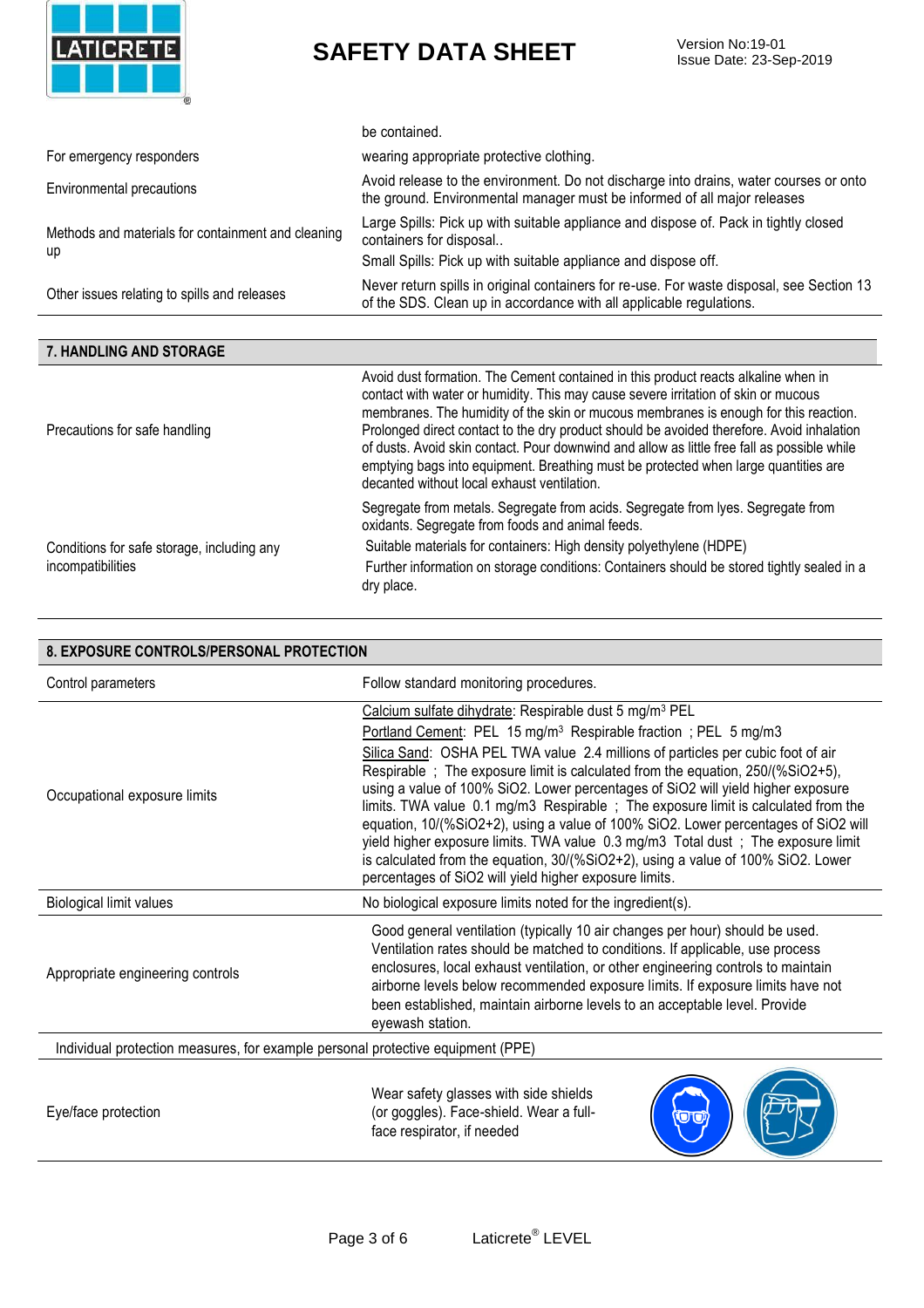| | |
|---|---|
| | be contained. |
| For emergency responders | wearing appropriate protective clothing. |
| Environmental precautions | Avoid release to the environment. Do not discharge into drains, water courses or onto the ground. Environmental manager must be informed of all major releases |
| Methods and materials for containment and cleaning up | Large Spills: Pick up with suitable appliance and dispose of. Pack in tightly closed containers for disposal.. Small Spills: Pick up with suitable appliance and dispose off. |
| Other issues relating to spills and releases | Never return spills in original containers for re-use. For waste disposal, see Section 13 of the SDS. Clean up in accordance with all applicable regulations. |

## 7. HANDLING AND STORAGE

| | |
|---|---|
| Precautions for safe handling | Avoid dust formation. The Cement contained in this product reacts alkaline when in contact with water or humidity. This may cause severe irritation of skin or mucous membranes. The humidity of the skin or mucous membranes is enough for this reaction. Prolonged direct contact to the dry product should be avoided therefore. Avoid inhalation of dusts. Avoid skin contact. Pour downwind and allow as little free fall as possible while emptying bags into equipment. Breathing must be protected when large quantities are decanted without local exhaust ventilation. |
| Conditions for safe storage, including any incompatibilities | Segregate from metals. Segregate from acids. Segregate from lyes. Segregate from oxidants. Segregate from foods and animal feeds. Suitable materials for containers: High density polyethylene (HDPE) Further information on storage conditions: Containers should be stored tightly sealed in a dry place. |

## 8. EXPOSURE CONTROLS/PERSONAL PROTECTION

| | |
|---|---|
| Control parameters | Follow standard monitoring procedures. |
| Occupational exposure limits | Calcium sulfate dihydrate: Respirable dust 5 mg/m³ PEL<br>Portland Cement: PEL 15 mg/m³ Respirable fraction ; PEL 5 mg/m3<br>Silica Sand: OSHA PEL TWA value 2.4 millions of particles per cubic foot of air Respirable ; The exposure limit is calculated from the equation, 250/(%SiO2+5), using a value of 100% SiO2. Lower percentages of SiO2 will yield higher exposure limits. TWA value 0.1 mg/m3 Respirable ; The exposure limit is calculated from the equation, 10/(%SiO2+2), using a value of 100% SiO2. Lower percentages of SiO2 will yield higher exposure limits. TWA value 0.3 mg/m3 Total dust ; The exposure limit is calculated from the equation, 30/(%SiO2+2), using a value of 100% SiO2. Lower percentages of SiO2 will yield higher exposure limits. |
| Biological limit values | No biological exposure limits noted for the ingredient(s). |
| Appropriate engineering controls | Good general ventilation (typically 10 air changes per hour) should be used. Ventilation rates should be matched to conditions. If applicable, use process enclosures, local exhaust ventilation, or other engineering controls to maintain airborne levels below recommended exposure limits. If exposure limits have not been established, maintain airborne levels to an acceptable level. Provide eyewash station. |

Individual protection measures, for example personal protective equipment (PPE)

| | |
|---|---|
| Eye/face protection | Wear safety glasses with side shields (or goggles). Face-shield. Wear a full-face respirator, if needed |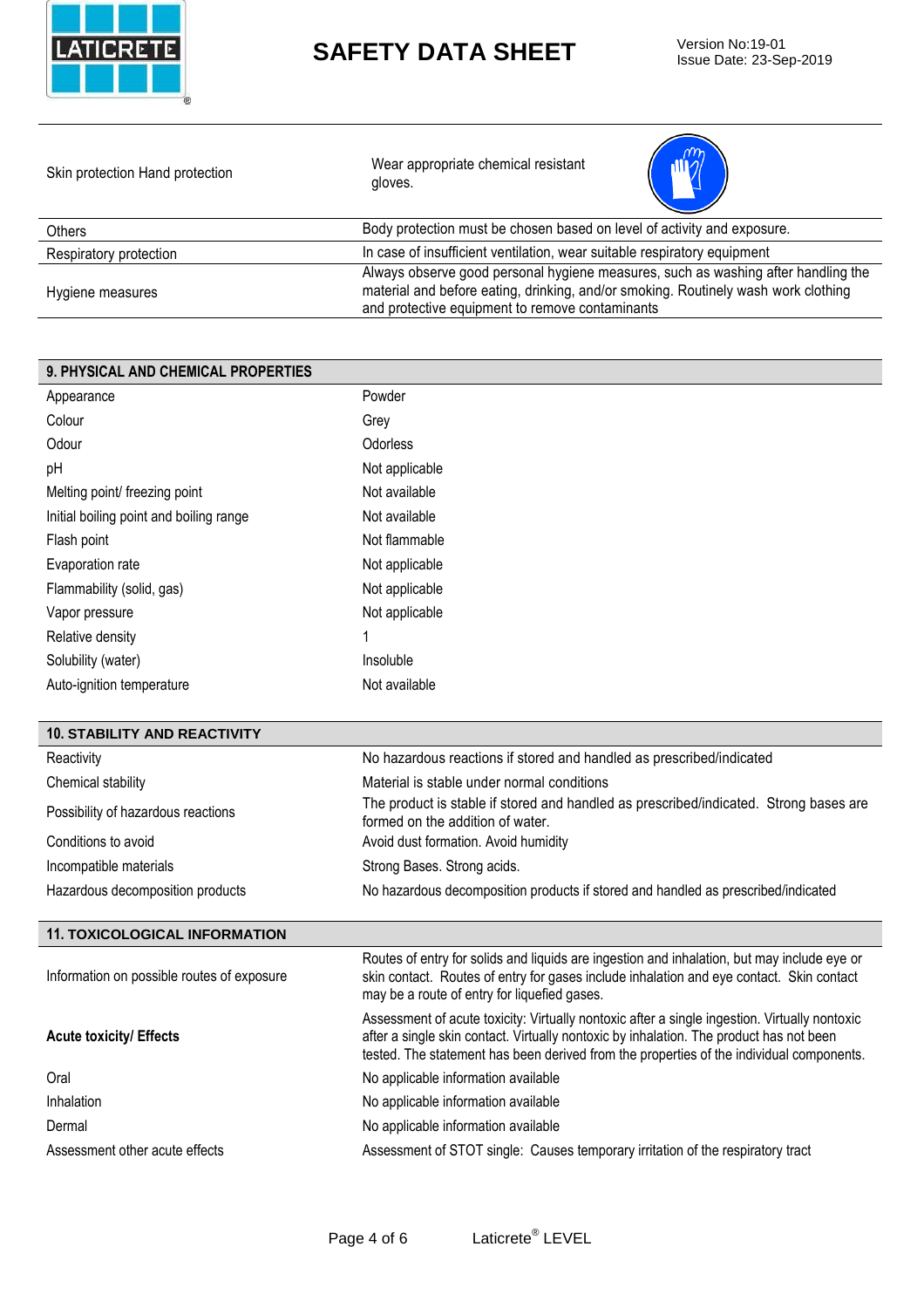| | |
|---|---|
| Skin protection Hand protection | Wear appropriate chemical resistant gloves. |
| Others | Body protection must be chosen based on level of activity and exposure. |
| Respiratory protection | In case of insufficient ventilation, wear suitable respiratory equipment |
| Hygiene measures | Always observe good personal hygiene measures, such as washing after handling the material and before eating, drinking, and/or smoking. Routinely wash work clothing and protective equipment to remove contaminants |

## 9. PHYSICAL AND CHEMICAL PROPERTIES

| | |
|---|---|
| Appearance | Powder |
| Colour | Grey |
| Odour | Odorless |
| pH | Not applicable |
| Melting point/ freezing point | Not available |
| Initial boiling point and boiling range | Not available |
| Flash point | Not flammable |
| Evaporation rate | Not applicable |
| Flammability (solid, gas) | Not applicable |
| Vapor pressure | Not applicable |
| Relative density | 1 |
| Solubility (water) | Insoluble |
| Auto-ignition temperature | Not available |

## 10. STABILITY AND REACTIVITY

| | |
|---|---|
| Reactivity | No hazardous reactions if stored and handled as prescribed/indicated |
| Chemical stability | Material is stable under normal conditions |
| Possibility of hazardous reactions | The product is stable if stored and handled as prescribed/indicated. Strong bases are formed on the addition of water. |
| Conditions to avoid | Avoid dust formation. Avoid humidity |
| Incompatible materials | Strong Bases. Strong acids. |
| Hazardous decomposition products | No hazardous decomposition products if stored and handled as prescribed/indicated |

## 11. TOXICOLOGICAL INFORMATION

| | |
|---|---|
| Information on possible routes of exposure | Routes of entry for solids and liquids are ingestion and inhalation, but may include eye or skin contact. Routes of entry for gases include inhalation and eye contact. Skin contact may be a route of entry for liquefied gases. |
| **Acute toxicity/ Effects** | Assessment of acute toxicity: Virtually nontoxic after a single ingestion. Virtually nontoxic after a single skin contact. Virtually nontoxic by inhalation. The product has not been tested. The statement has been derived from the properties of the individual components. |
| Oral | No applicable information available |
| Inhalation | No applicable information available |
| Dermal | No applicable information available |
| Assessment other acute effects | Assessment of STOT single: Causes temporary irritation of the respiratory tract |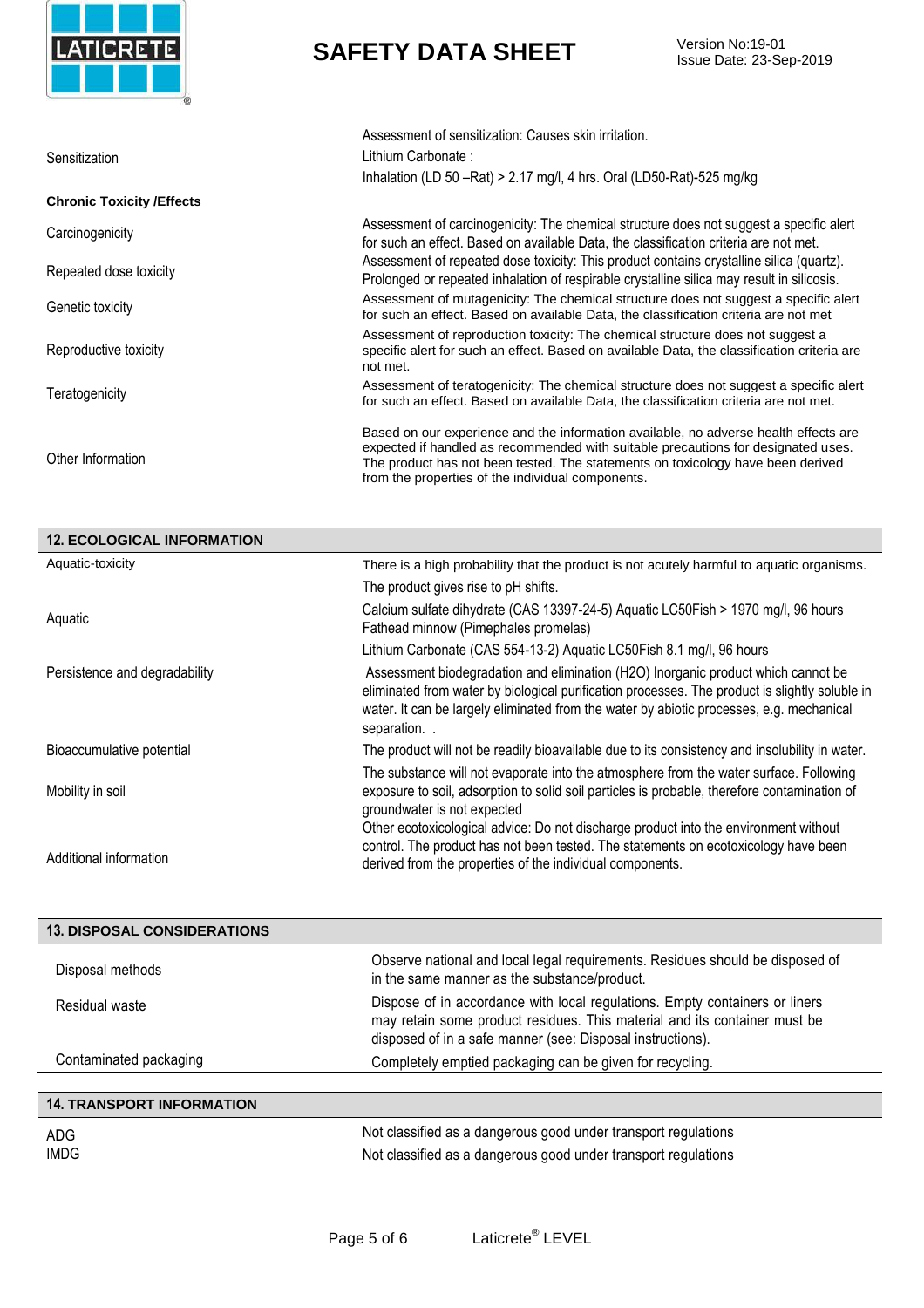| | |
|---|---|
| Sensitization | Assessment of sensitization: Causes skin irritation.<br>Lithium Carbonate :<br>Inhalation (LD 50 –Rat) > 2.17 mg/l, 4 hrs. Oral (LD50-Rat)-525 mg/kg |

**Chronic Toxicity /Effects**

| | |
|---|---|
| Carcinogenicity | Assessment of carcinogenicity: The chemical structure does not suggest a specific alert for such an effect. Based on available Data, the classification criteria are not met. |
| Repeated dose toxicity | Assessment of repeated dose toxicity: This product contains crystalline silica (quartz). Prolonged or repeated inhalation of respirable crystalline silica may result in silicosis. |
| Genetic toxicity | Assessment of mutagenicity: The chemical structure does not suggest a specific alert for such an effect. Based on available Data, the classification criteria are not met |
| Reproductive toxicity | Assessment of reproduction toxicity: The chemical structure does not suggest a specific alert for such an effect. Based on available Data, the classification criteria are not met. |
| Teratogenicity | Assessment of teratogenicity: The chemical structure does not suggest a specific alert for such an effect. Based on available Data, the classification criteria are not met. |
| Other Information | Based on our experience and the information available, no adverse health effects are expected if handled as recommended with suitable precautions for designated uses. The product has not been tested. The statements on toxicology have been derived from the properties of the individual components. |

## 12. ECOLOGICAL INFORMATION

| | |
|---|---|
| Aquatic-toxicity | There is a high probability that the product is not acutely harmful to aquatic organisms. |
| Aquatic | The product gives rise to pH shifts.<br>Calcium sulfate dihydrate (CAS 13397-24-5) Aquatic LC50Fish > 1970 mg/l, 96 hours Fathead minnow (Pimephales promelas)<br>Lithium Carbonate (CAS 554-13-2) Aquatic LC50Fish 8.1 mg/l, 96 hours |
| Persistence and degradability | Assessment biodegradation and elimination ($H_2O$) Inorganic product which cannot be eliminated from water by biological purification processes. The product is slightly soluble in water. It can be largely eliminated from the water by abiotic processes, e.g. mechanical separation. . |
| Bioaccumulative potential | The product will not be readily bioavailable due to its consistency and insolubility in water. |
| Mobility in soil | The substance will not evaporate into the atmosphere from the water surface. Following exposure to soil, adsorption to solid soil particles is probable, therefore contamination of groundwater is not expected |
| Additional information | Other ecotoxicological advice: Do not discharge product into the environment without control. The product has not been tested. The statements on ecotoxicology have been derived from the properties of the individual components. |

## 13. DISPOSAL CONSIDERATIONS

| | |
|---|---|
| Disposal methods | Observe national and local legal requirements. Residues should be disposed of in the same manner as the substance/product. |
| Residual waste | Dispose of in accordance with local regulations. Empty containers or liners may retain some product residues. This material and its container must be disposed of in a safe manner (see: Disposal instructions). |
| Contaminated packaging | Completely emptied packaging can be given for recycling. |

## 14. TRANSPORT INFORMATION

| | |
|---|---|
| ADG | Not classified as a dangerous good under transport regulations |
| IMDG | Not classified as a dangerous good under transport regulations |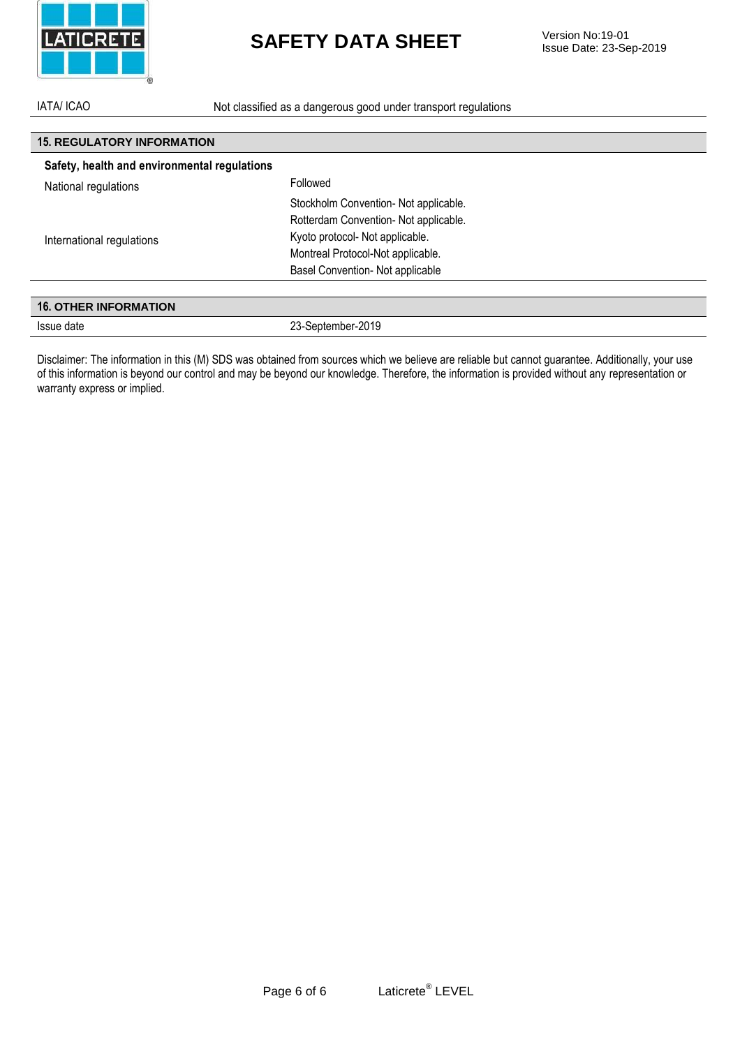| | |
|---|---|
| IATA/ ICAO | Not classified as a dangerous good under transport regulations |

## 15. REGULATORY INFORMATION

**Safety, health and environmental regulations**

| | |
|---|---|
| National regulations | Followed |
| International regulations | Stockholm Convention- Not applicable.<br>Rotterdam Convention- Not applicable.<br>Kyoto protocol- Not applicable.<br>Montreal Protocol-Not applicable.<br>Basel Convention- Not applicable |

## 16. OTHER INFORMATION

| | |
|---|---|
| Issue date | 23-September-2019 |

Disclaimer: The information in this (M) SDS was obtained from sources which we believe are reliable but cannot guarantee. Additionally, your use of this information is beyond our control and may be beyond our knowledge. Therefore, the information is provided without any representation or warranty express or implied.